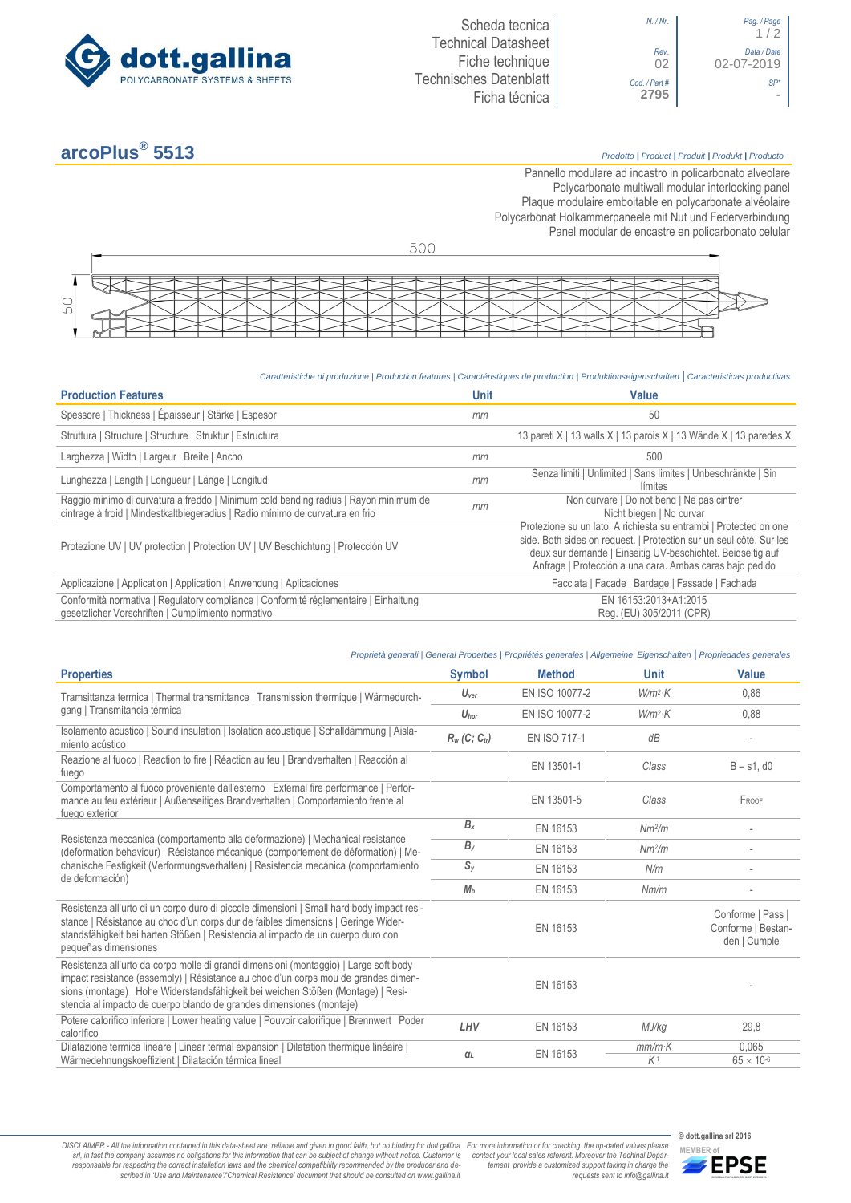dott.gallina
POLYCARBONATE SYSTEMS & SHEETS

Scheda tecnica
Technical Datasheet
Fiche technique
Technisches Datenblatt
Ficha técnica

| N. / Nr. | Pag. / Page |
|---|---|
| | 1 / 2 |
| Rev. 02 | Data / Date 02-07-2019 |
| Cod. / Part # 2795 | SP* - |

# arcoPlus® 5513

*Prodotto | Product | Produit | Produkt | Producto*

Pannello modulare ad incastro in policarbonato alveolare
Polycarbonate multiwall modular interlocking panel
Plaque modulaire emboitable en polycarbonate alvéolaire
Polycarbonat Holkammerpaneele mit Nut und Federverbindung
Panel modular de encastre en policarbonato celular

500

50

*Caratteristiche di produzione | Production features | Caractéristiques de production | Produktionseigenschaften | Caracteristicas productivas*

| Production Features | Unit | Value |
|---|---|---|
| Spessore \| Thickness \| Épaisseur \| Stärke \| Espesor | mm | 50 |
| Struttura \| Structure \| Structure \| Struktur \| Estructura | | 13 pareti X \| 13 walls X \| 13 parois X \| 13 Wände X \| 13 paredes X |
| Larghezza \| Width \| Largeur \| Breite \| Ancho | mm | 500 |
| Lunghezza \| Length \| Longueur \| Länge \| Longitud | mm | Senza limiti \| Unlimited \| Sans limites \| Unbeschränkte \| Sin límites |
| Raggio minimo di curvatura a freddo \| Minimum cold bending radius \| Rayon minimum de cintrage à froid \| Mindestkaltbiegeradius \| Radio mínimo de curvatura en frio | mm | Non curvare \| Do not bend \| Ne pas cintrer Nicht biegen \| No curvar |
| Protezione UV \| UV protection \| Protection UV \| UV Beschichtung \| Protección UV | | Protezione su un lato. A richiesta su entrambi \| Protected on one side. Both sides on request. \| Protection sur un seul côté. Sur les deux sur demande \| Einseitig UV-beschichtet. Beidseitig auf Anfrage \| Protección a una cara. Ambas caras bajo pedido |
| Applicazione \| Application \| Application \| Anwendung \| Aplicaciones | | Facciata \| Facade \| Bardage \| Fassade \| Fachada |
| Conformità normativa \| Regulatory compliance \| Conformité réglementaire \| Einhaltung gesetzlicher Vorschriften \| Cumplimiento normativo | | EN 16153:2013+A1:2015 Reg. (EU) 305/2011 (CPR) |

*Proprietà generali | General Properties | Propriétés generales | Allgemeine Eigenschaften | Propriedades generales*

| Properties | Symbol | Method | Unit | Value |
|---|---|---|---|---|
| Tramsittanza termica \| Thermal transmittance \| Transmission thermique \| Wärmedurchgang \| Transmitancia térmica | $U_{ver}$ | EN ISO 10077-2 | $W/m^2{\cdot}K$ | 0,86 |
| | $U_{hor}$ | EN ISO 10077-2 | $W/m^2{\cdot}K$ | 0,88 |
| Isolamento acustico \| Sound insulation \| Isolation acoustique \| Schalldämmung \| Aislamiento acústico | $R_w$ $(C; C_{tr})$ | EN ISO 717-1 | dB | - |
| Reazione al fuoco \| Reaction to fire \| Réaction au feu \| Brandverhalten \| Reacción al fuego | | EN 13501-1 | Class | B – s1, d0 |
| Comportamento al fuoco proveniente dall'esterno \| External fire performance \| Performance au feu extérieur \| Außenseitiges Brandverhalten \| Comportamiento frente al fuego exterior | | EN 13501-5 | Class | FROOF |
| Resistenza meccanica (comportamento alla deformazione) \| Mechanical resistance (deformation behaviour) \| Résistance mécanique (comportement de déformation) \| Mechanische Festigkeit (Verformungsverhalten) \| Resistencia mecánica (comportamiento de deformación) | $B_x$ | EN 16153 | $Nm^2/m$ | - |
| | $B_y$ | EN 16153 | $Nm^2/m$ | - |
| | $S_y$ | EN 16153 | N/m | - |
| | $M_b$ | EN 16153 | Nm/m | - |
| Resistenza all'urto di un corpo duro di piccole dimensioni \| Small hard body impact resistance \| Résistance au choc d'un corps dur de faibles dimensions \| Geringe Widerstandsfähigkeit bei harten Stößen \| Resistencia al impacto de un cuerpo duro con pequeñas dimensiones | | EN 16153 | | Conforme \| Pass \| Conforme \| Bestanden \| Cumple |
| Resistenza all'urto da corpo molle di grandi dimensioni (montaggio) \| Large soft body impact resistance (assembly) \| Résistance au choc d'un corps mou de grandes dimensions (montage) \| Hohe Widerstandsfähigkeit bei weichen Stößen (Montage) \| Resistencia al impacto de cuerpo blando de grandes dimensiones (montaje) | | EN 16153 | | - |
| Potere calorifico inferiore \| Lower heating value \| Pouvoir calorifique \| Brennwert \| Poder calorífico | LHV | EN 16153 | MJ/kg | 29,8 |
| Dilatazione termica lineare \| Linear termal expansion \| Dilatation thermique linéaire \| Wärmedehnungskoeffizient \| Dilatación térmica lineal | $\alpha_L$ | EN 16153 | $mm/m{\cdot}K$ | 0,065 |
| | | | $K^{-1}$ | $65 \times 10^{-6}$ |

*DISCLAIMER - All the information contained in this data-sheet are reliable and given in good faith, but no binding for dott.gallina srl, in fact the company assumes no obligations for this information that can be subject of change without notice. Customer is responsable for respecting the correct installation laws and the chemical compatibility recommended by the producer and described in 'Use and Maintenance'/'Chemical Resistence' document that should be consulted on www.gallina.it*

*For more information or for checking the up-dated values please contact your local sales referent. Moreover the Techinal Department provide a customized support taking in charge the requests sent to info@gallina.it*

© dott.gallina srl 2016

MEMBER of EPSE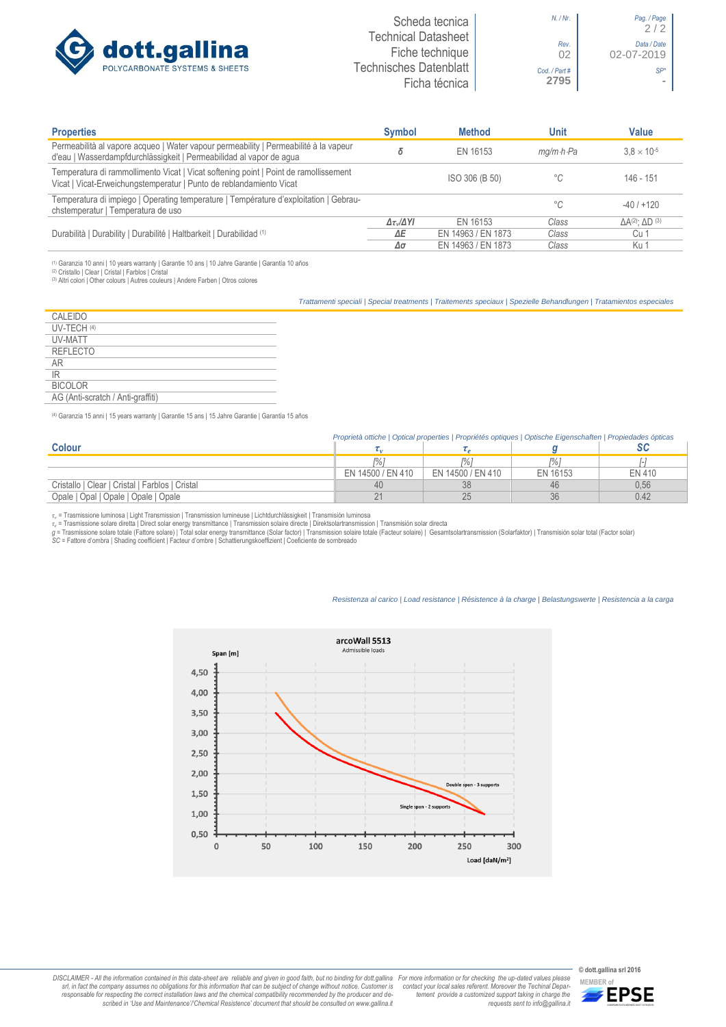| Properties | Symbol | Method | Unit | Value |
|---|---|---|---|---|
| Permeabilità al vapore acqueo \| Water vapour permeability \| Permeabilité à la vapeur d'eau \| Wasserdampfdurchlässigkeit \| Permeabilidad al vapor de agua | $\delta$ | EN 16153 | mg/m·h·Pa | $3{,}8 \times 10^{-5}$ |
| Temperatura di rammollimento Vicat \| Vicat softening point \| Point de ramollissement Vicat \| Vicat-Erweichungstemperatur \| Punto de reblandamiento Vicat | | ISO 306 (B 50) | °C | 146 - 151 |
| Temperatura di impiego \| Operating temperature \| Température d'exploitation \| Gebrauchstemperatur \| Temperatura de uso | | | °C | -40 / +120 |
| Durabilità \| Durability \| Durabilité \| Haltbarkeit \| Durabilidad (1) | $\Delta\tau_v/\Delta YI$ | EN 16153 | Class | $\Delta A^{(2)}$; $\Delta D^{(3)}$ |
| | $\Delta E$ | EN 14963 / EN 1873 | Class | Cu 1 |
| | $\Delta\sigma$ | EN 14963 / EN 1873 | Class | Ku 1 |

(1) Garanzia 10 anni | 10 years warranty | Garantie 10 ans | 10 Jahre Garantie | Garantía 10 años
(2) Cristallo | Clear | Cristal | Farblos | Cristal
(3) Altri colori | Other colours | Autres couleurs | Andere Farben | Otros colores

*Trattamenti speciali | Special treatments | Traitements speciaux | Spezielle Behandlungen | Tratamientos especiales*

- CALEIDO
- UV-TECH (4)
- UV-MATT
- REFLECTO
- AR
- IR
- BICOLOR
- AG (Anti-scratch / Anti-graffiti)

(4) Garanzia 15 anni | 15 years warranty | Garantie 15 ans | 15 Jahre Garantie | Garantía 15 años

*Proprietà ottiche | Optical properties | Propriétés optiques | Optische Eigenschaften | Propiedades ópticas*

| Colour | $\tau_v$ | $\tau_e$ | g | SC |
|---|---|---|---|---|
| | [%] | [%] | [%] | [-] |
| | EN 14500 / EN 410 | EN 14500 / EN 410 | EN 16153 | EN 410 |
| Cristallo \| Clear \| Cristal \| Farblos \| Cristal | 40 | 38 | 46 | 0,56 |
| Opale \| Opal \| Opale \| Opale \| Opale | 21 | 25 | 36 | 0.42 |

$\tau_v$ = Trasmissione luminosa | Light Transmission | Transmission lumineuse | Lichtdurchlässigkeit | Transmisión luminosa
$\tau_e$ = Trasmissione solare diretta | Direct solar energy transmittance | Transmission solaire directe | Direktsolartransmission | Transmisión solar directa
$g$ = Trasmissione solare totale (Fattore solare) | Total solar energy transmittance (Solar factor) | Transmission solaire totale (Facteur solaire) | Gesamtsolartransmission (Solarfaktor) | Transmisión solar total (Factor solar)
$SC$ = Fattore d'ombra | Shading coefficient | Facteur d'ombre | Schattierungskoeffizient | Coeficiente de sombreado

*Resistenza al carico | Load resistance | Résistence à la charge | Belastungswerte | Resistencia a la carga*

arcoWall 5513
Admissible loads
Span [m]
4,50
4,00
3,50
3,00
2,50
2,00
1,50
1,00
0,50
0
50
100
150
200
250
300
Load [daN/m²]
Double span - 3 supports
Single span - 2 supports

*DISCLAIMER - All the information contained in this data-sheet are reliable and given in good faith, but no binding for dott.gallina srl, in fact the company assumes no obligations for this information that can be subject of change without notice. Customer is responsable for respecting the correct installation laws and the chemical compatibility recommended by the producer and described in 'Use and Maintenance'/'Chemical Resistence' document that should be consulted on www.gallina.it*

*For more information or for checking the up-dated values please contact your local sales referent. Moreover the Techinal Departement provide a customized support taking in charge the requests sent to info@gallina.it*

© dott.gallina srl 2016
MEMBER of EPSE